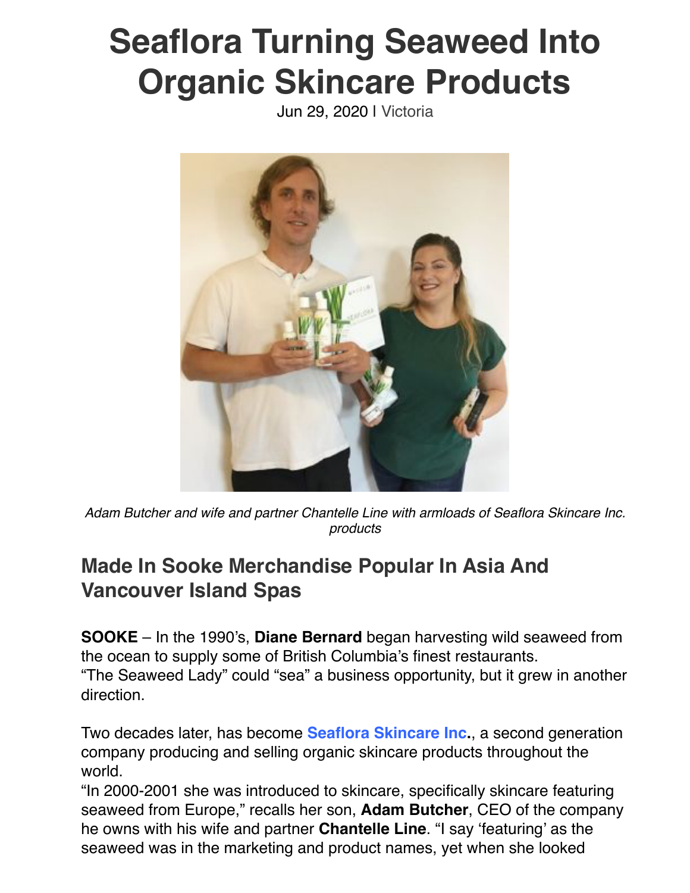# Seaflora Turning Seaweed Into Organic Skincare Products

Jun 29, 2020 | Victoria

*Adam Butcher and wife and partner Chantelle Line with armloads of Seaflora Skincare Inc. products*

## Made In Sooke Merchandise Popular In Asia And Vancouver Island Spas

**SOOKE** – In the 1990's, **Diane Bernard** began harvesting wild seaweed from the ocean to supply some of British Columbia's finest restaurants.
"The Seaweed Lady" could "sea" a business opportunity, but it grew in another direction.

Two decades later, has become **Seaflora Skincare Inc.**, a second generation company producing and selling organic skincare products throughout the world.
"In 2000-2001 she was introduced to skincare, specifically skincare featuring seaweed from Europe," recalls her son, **Adam Butcher**, CEO of the company he owns with his wife and partner **Chantelle Line**. "I say 'featuring' as the seaweed was in the marketing and product names, yet when she looked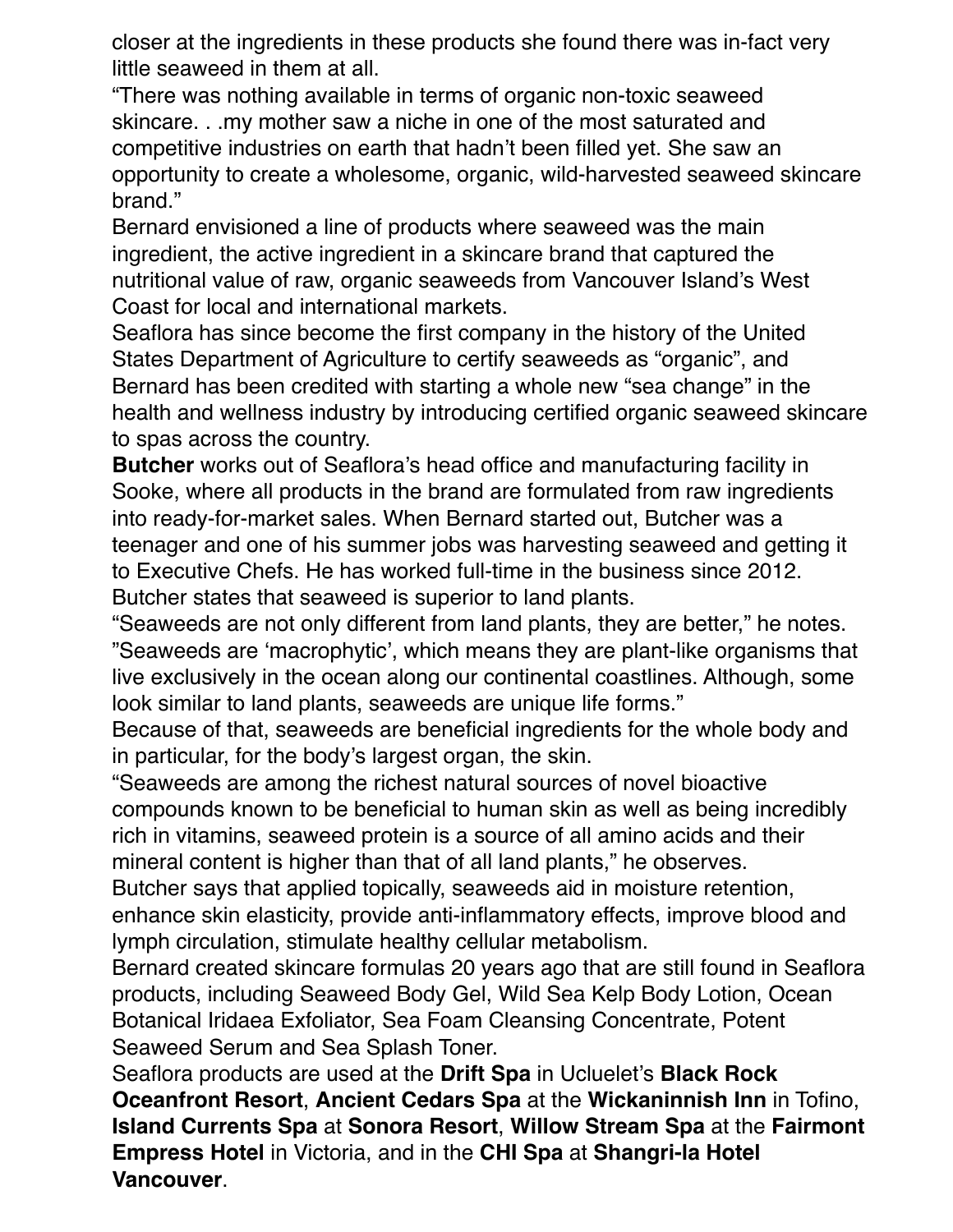closer at the ingredients in these products she found there was in-fact very little seaweed in them at all.

“There was nothing available in terms of organic non-toxic seaweed skincare. . .my mother saw a niche in one of the most saturated and competitive industries on earth that hadn’t been filled yet. She saw an opportunity to create a wholesome, organic, wild-harvested seaweed skincare brand.”

Bernard envisioned a line of products where seaweed was the main ingredient, the active ingredient in a skincare brand that captured the nutritional value of raw, organic seaweeds from Vancouver Island’s West Coast for local and international markets.

Seaflora has since become the first company in the history of the United States Department of Agriculture to certify seaweeds as “organic”, and Bernard has been credited with starting a whole new “sea change” in the health and wellness industry by introducing certified organic seaweed skincare to spas across the country.

**Butcher** works out of Seaflora’s head office and manufacturing facility in Sooke, where all products in the brand are formulated from raw ingredients into ready-for-market sales. When Bernard started out, Butcher was a teenager and one of his summer jobs was harvesting seaweed and getting it to Executive Chefs. He has worked full-time in the business since 2012. Butcher states that seaweed is superior to land plants.

“Seaweeds are not only different from land plants, they are better,” he notes. ”Seaweeds are ‘macrophytic’, which means they are plant-like organisms that live exclusively in the ocean along our continental coastlines. Although, some look similar to land plants, seaweeds are unique life forms.”

Because of that, seaweeds are beneficial ingredients for the whole body and in particular, for the body’s largest organ, the skin.

“Seaweeds are among the richest natural sources of novel bioactive compounds known to be beneficial to human skin as well as being incredibly rich in vitamins, seaweed protein is a source of all amino acids and their mineral content is higher than that of all land plants,” he observes.

Butcher says that applied topically, seaweeds aid in moisture retention, enhance skin elasticity, provide anti-inflammatory effects, improve blood and lymph circulation, stimulate healthy cellular metabolism.

Bernard created skincare formulas 20 years ago that are still found in Seaflora products, including Seaweed Body Gel, Wild Sea Kelp Body Lotion, Ocean Botanical Iridaea Exfoliator, Sea Foam Cleansing Concentrate, Potent Seaweed Serum and Sea Splash Toner.

Seaflora products are used at the **Drift Spa** in Ucluelet’s **Black Rock Oceanfront Resort**, **Ancient Cedars Spa** at the **Wickaninnish Inn** in Tofino, **Island Currents Spa** at **Sonora Resort**, **Willow Stream Spa** at the **Fairmont Empress Hotel** in Victoria, and in the **CHI Spa** at **Shangri-la Hotel Vancouver**.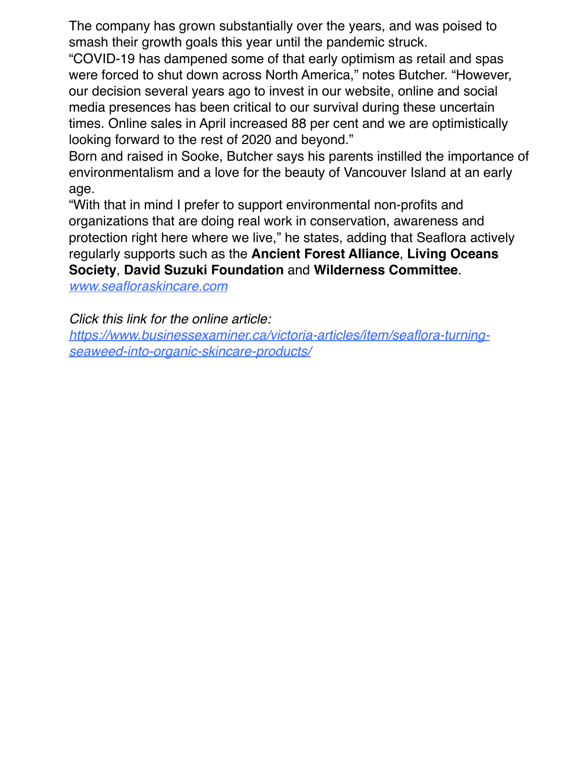The company has grown substantially over the years, and was poised to smash their growth goals this year until the pandemic struck.

"COVID-19 has dampened some of that early optimism as retail and spas were forced to shut down across North America," notes Butcher. "However, our decision several years ago to invest in our website, online and social media presences has been critical to our survival during these uncertain times. Online sales in April increased 88 per cent and we are optimistically looking forward to the rest of 2020 and beyond."

Born and raised in Sooke, Butcher says his parents instilled the importance of environmentalism and a love for the beauty of Vancouver Island at an early age.

"With that in mind I prefer to support environmental non-profits and organizations that are doing real work in conservation, awareness and protection right here where we live," he states, adding that Seaflora actively regularly supports such as the **Ancient Forest Alliance**, **Living Oceans Society**, **David Suzuki Foundation** and **Wilderness Committee**.

*www.seafloraskincare.com*

*Click this link for the online article:*
*https://www.businessexaminer.ca/victoria-articles/item/seaflora-turning-seaweed-into-organic-skincare-products/*